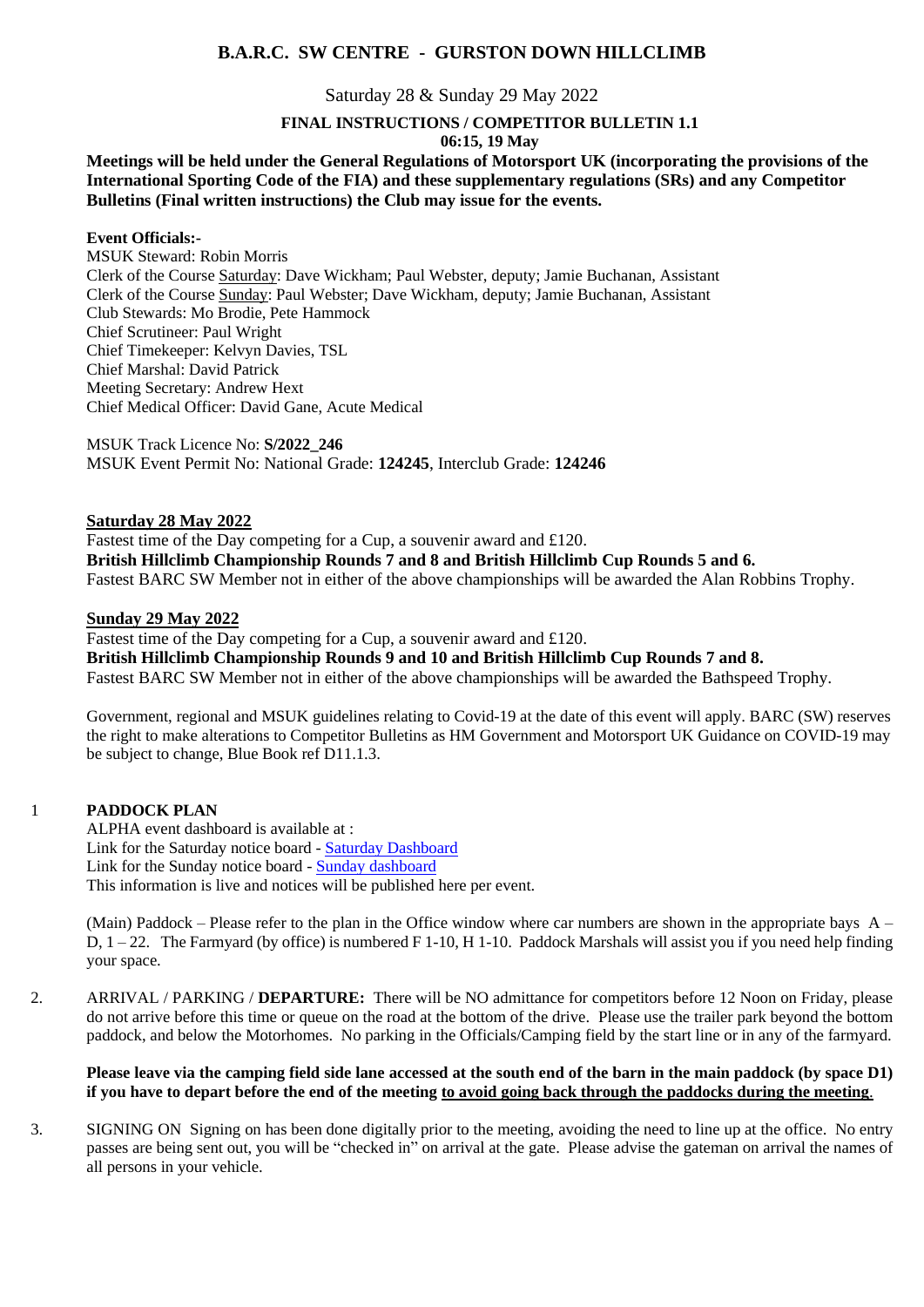# B.A.R.C. SW CENTRE - GURSTON DOWN HILLCLIMB

Saturday 28 & Sunday 29 May 2022

**FINAL INSTRUCTIONS / COMPETITOR BULLETIN 1.1**
**06:15, 19 May**

**Meetings will be held under the General Regulations of Motorsport UK (incorporating the provisions of the International Sporting Code of the FIA) and these supplementary regulations (SRs) and any Competitor Bulletins (Final written instructions) the Club may issue for the events.**

**Event Officials:-**
MSUK Steward: Robin Morris
Clerk of the Course Saturday: Dave Wickham; Paul Webster, deputy; Jamie Buchanan, Assistant
Clerk of the Course Sunday: Paul Webster; Dave Wickham, deputy; Jamie Buchanan, Assistant
Club Stewards: Mo Brodie, Pete Hammock
Chief Scrutineer: Paul Wright
Chief Timekeeper: Kelvyn Davies, TSL
Chief Marshal: David Patrick
Meeting Secretary: Andrew Hext
Chief Medical Officer: David Gane, Acute Medical

MSUK Track Licence No: **S/2022_246**
MSUK Event Permit No: National Grade: **124245**, Interclub Grade: **124246**

**Saturday 28 May 2022**
Fastest time of the Day competing for a Cup, a souvenir award and £120.
**British Hillclimb Championship Rounds 7 and 8 and British Hillclimb Cup Rounds 5 and 6.**
Fastest BARC SW Member not in either of the above championships will be awarded the Alan Robbins Trophy.

**Sunday 29 May 2022**
Fastest time of the Day competing for a Cup, a souvenir award and £120.
**British Hillclimb Championship Rounds 9 and 10 and British Hillclimb Cup Rounds 7 and 8.**
Fastest BARC SW Member not in either of the above championships will be awarded the Bathspeed Trophy.

Government, regional and MSUK guidelines relating to Covid-19 at the date of this event will apply. BARC (SW) reserves the right to make alterations to Competitor Bulletins as HM Government and Motorsport UK Guidance on COVID-19 may be subject to change, Blue Book ref D11.1.3.

1 **PADDOCK PLAN**
ALPHA event dashboard is available at :
Link for the Saturday notice board - Saturday Dashboard
Link for the Sunday notice board - Sunday dashboard
This information is live and notices will be published here per event.

(Main) Paddock – Please refer to the plan in the Office window where car numbers are shown in the appropriate bays A – D, 1 – 22. The Farmyard (by office) is numbered F 1-10, H 1-10. Paddock Marshals will assist you if you need help finding your space.

2. ARRIVAL / PARKING / **DEPARTURE:** There will be NO admittance for competitors before 12 Noon on Friday, please do not arrive before this time or queue on the road at the bottom of the drive. Please use the trailer park beyond the bottom paddock, and below the Motorhomes. No parking in the Officials/Camping field by the start line or in any of the farmyard.

**Please leave via the camping field side lane accessed at the south end of the barn in the main paddock (by space D1) if you have to depart before the end of the meeting to avoid going back through the paddocks during the meeting.**

3. SIGNING ON Signing on has been done digitally prior to the meeting, avoiding the need to line up at the office. No entry passes are being sent out, you will be "checked in" on arrival at the gate. Please advise the gateman on arrival the names of all persons in your vehicle.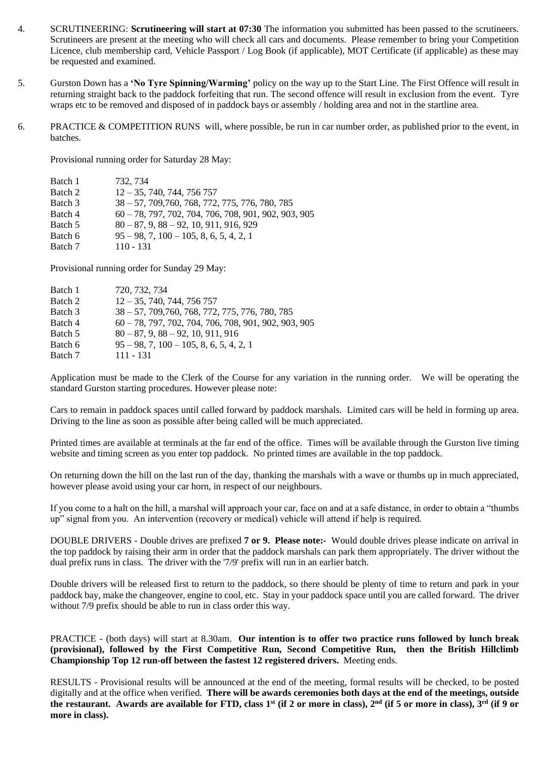4. SCRUTINEERING: **Scrutineering will start at 07:30** The information you submitted has been passed to the scrutineers. Scrutineers are present at the meeting who will check all cars and documents. Please remember to bring your Competition Licence, club membership card, Vehicle Passport / Log Book (if applicable), MOT Certificate (if applicable) as these may be requested and examined.

5. Gurston Down has a **'No Tyre Spinning/Warming'** policy on the way up to the Start Line. The First Offence will result in returning straight back to the paddock forfeiting that run. The second offence will result in exclusion from the event. Tyre wraps etc to be removed and disposed of in paddock bays or assembly / holding area and not in the startline area.

6. PRACTICE & COMPETITION RUNS will, where possible, be run in car number order, as published prior to the event, in batches.

   Provisional running order for Saturday 28 May:

   | | |
   |---|---|
   | Batch 1 | 732, 734 |
   | Batch 2 | 12 – 35, 740, 744, 756 757 |
   | Batch 3 | 38 – 57, 709,760, 768, 772, 775, 776, 780, 785 |
   | Batch 4 | 60 – 78, 797, 702, 704, 706, 708, 901, 902, 903, 905 |
   | Batch 5 | 80 – 87, 9, 88 – 92, 10, 911, 916, 929 |
   | Batch 6 | 95 – 98, 7, 100 – 105, 8, 6, 5, 4, 2, 1 |
   | Batch 7 | 110 - 131 |

   Provisional running order for Sunday 29 May:

   | | |
   |---|---|
   | Batch 1 | 720, 732, 734 |
   | Batch 2 | 12 – 35, 740, 744, 756 757 |
   | Batch 3 | 38 – 57, 709,760, 768, 772, 775, 776, 780, 785 |
   | Batch 4 | 60 – 78, 797, 702, 704, 706, 708, 901, 902, 903, 905 |
   | Batch 5 | 80 – 87, 9, 88 – 92, 10, 911, 916 |
   | Batch 6 | 95 – 98, 7, 100 – 105, 8, 6, 5, 4, 2, 1 |
   | Batch 7 | 111 - 131 |

   Application must be made to the Clerk of the Course for any variation in the running order. We will be operating the standard Gurston starting procedures. However please note:

   Cars to remain in paddock spaces until called forward by paddock marshals. Limited cars will be held in forming up area. Driving to the line as soon as possible after being called will be much appreciated.

   Printed times are available at terminals at the far end of the office. Times will be available through the Gurston live timing website and timing screen as you enter top paddock. No printed times are available in the top paddock.

   On returning down the hill on the last run of the day, thanking the marshals with a wave or thumbs up in much appreciated, however please avoid using your car horn, in respect of our neighbours.

   If you come to a halt on the hill, a marshal will approach your car, face on and at a safe distance, in order to obtain a "thumbs up" signal from you. An intervention (recovery or medical) vehicle will attend if help is required.

   DOUBLE DRIVERS - Double drives are prefixed **7 or 9. Please note:-** Would double drives please indicate on arrival in the top paddock by raising their arm in order that the paddock marshals can park them appropriately. The driver without the dual prefix runs in class. The driver with the '7/9' prefix will run in an earlier batch.

   Double drivers will be released first to return to the paddock, so there should be plenty of time to return and park in your paddock bay, make the changeover, engine to cool, etc. Stay in your paddock space until you are called forward. The driver without 7/9 prefix should be able to run in class order this way.

   PRACTICE - (both days) will start at 8.30am. **Our intention is to offer two practice runs followed by lunch break (provisional), followed by the First Competitive Run, Second Competitive Run, then the British Hillclimb Championship Top 12 run-off between the fastest 12 registered drivers.** Meeting ends.

   RESULTS - Provisional results will be announced at the end of the meeting, formal results will be checked, to be posted digitally and at the office when verified. **There will be awards ceremonies both days at the end of the meetings, outside the restaurant. Awards are available for FTD, class 1st (if 2 or more in class), 2nd (if 5 or more in class), 3rd (if 9 or more in class).**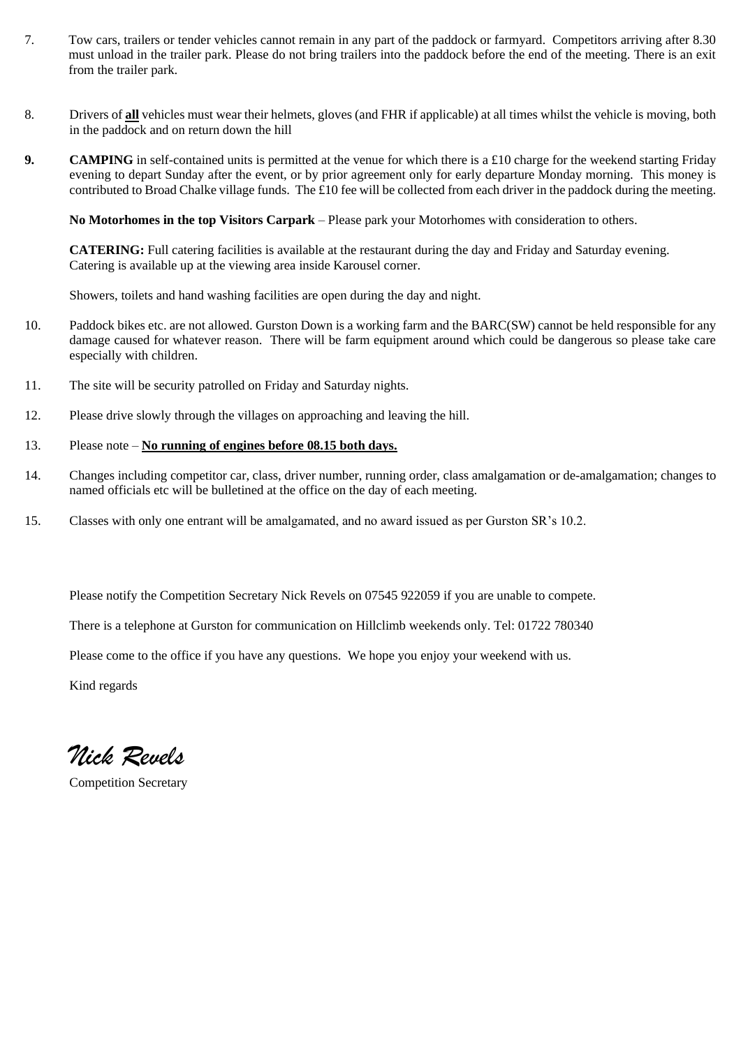7. Tow cars, trailers or tender vehicles cannot remain in any part of the paddock or farmyard. Competitors arriving after 8.30 must unload in the trailer park. Please do not bring trailers into the paddock before the end of the meeting. There is an exit from the trailer park.

8. Drivers of **all** vehicles must wear their helmets, gloves (and FHR if applicable) at all times whilst the vehicle is moving, both in the paddock and on return down the hill

**9.** **CAMPING** in self-contained units is permitted at the venue for which there is a £10 charge for the weekend starting Friday evening to depart Sunday after the event, or by prior agreement only for early departure Monday morning. This money is contributed to Broad Chalke village funds. The £10 fee will be collected from each driver in the paddock during the meeting.

   **No Motorhomes in the top Visitors Carpark** – Please park your Motorhomes with consideration to others.

   **CATERING:** Full catering facilities is available at the restaurant during the day and Friday and Saturday evening. Catering is available up at the viewing area inside Karousel corner.

   Showers, toilets and hand washing facilities are open during the day and night.

10. Paddock bikes etc. are not allowed. Gurston Down is a working farm and the BARC(SW) cannot be held responsible for any damage caused for whatever reason. There will be farm equipment around which could be dangerous so please take care especially with children.

11. The site will be security patrolled on Friday and Saturday nights.

12. Please drive slowly through the villages on approaching and leaving the hill.

13. Please note – **No running of engines before 08.15 both days.**

14. Changes including competitor car, class, driver number, running order, class amalgamation or de-amalgamation; changes to named officials etc will be bulletined at the office on the day of each meeting.

15. Classes with only one entrant will be amalgamated, and no award issued as per Gurston SR's 10.2.

Please notify the Competition Secretary Nick Revels on 07545 922059 if you are unable to compete.

There is a telephone at Gurston for communication on Hillclimb weekends only. Tel: 01722 780340

Please come to the office if you have any questions. We hope you enjoy your weekend with us.

Kind regards

*Nick Revels*

Competition Secretary